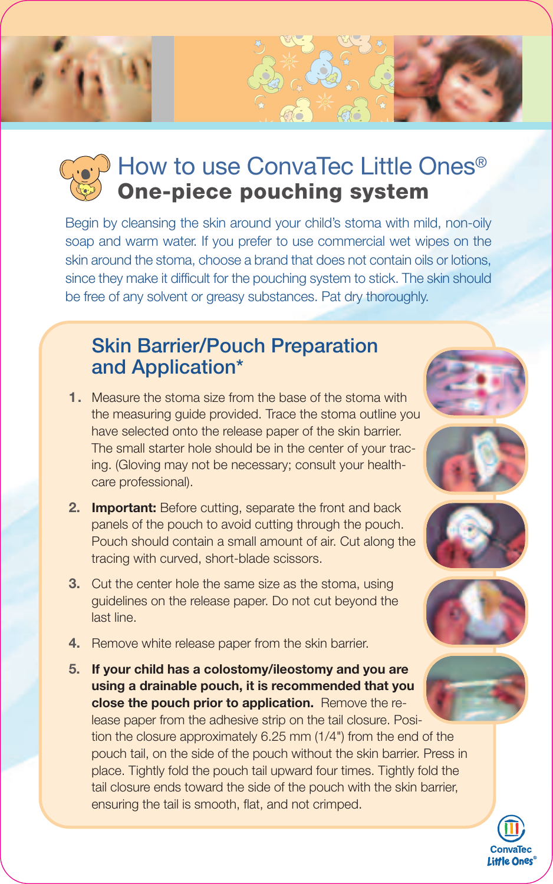# How to use ConvaTec Little Ones®

## One-piece pouching system

Begin by cleansing the skin around your child's stoma with mild, non-oily soap and warm water. If you prefer to use commercial wet wipes on the skin around the stoma, choose a brand that does not contain oils or lotions, since they make it difficult for the pouching system to stick. The skin should be free of any solvent or greasy substances. Pat dry thoroughly.

### Skin Barrier/Pouch Preparation and Application*

1. Measure the stoma size from the base of the stoma with the measuring guide provided. Trace the stoma outline you have selected onto the release paper of the skin barrier. The small starter hole should be in the center of your tracing. (Gloving may not be necessary; consult your healthcare professional).
2. **Important:** Before cutting, separate the front and back panels of the pouch to avoid cutting through the pouch. Pouch should contain a small amount of air. Cut along the tracing with curved, short-blade scissors.
3. Cut the center hole the same size as the stoma, using guidelines on the release paper. Do not cut beyond the last line.
4. Remove white release paper from the skin barrier.
5. **If your child has a colostomy/ileostomy and you are using a drainable pouch, it is recommended that you close the pouch prior to application.** Remove the release paper from the adhesive strip on the tail closure. Position the closure approximately 6.25 mm (1/4") from the end of the pouch tail, on the side of the pouch without the skin barrier. Press in place. Tightly fold the pouch tail upward four times. Tightly fold the tail closure ends toward the side of the pouch with the skin barrier, ensuring the tail is smooth, flat, and not crimped.

ConvaTec Little Ones®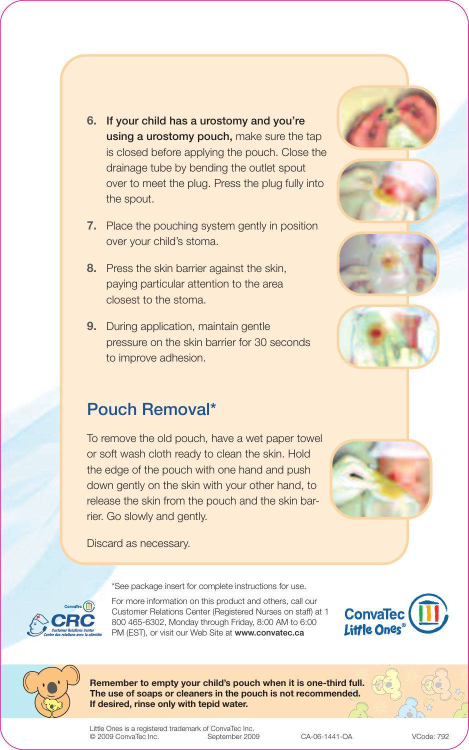6. **If your child has a urostomy and you're using a urostomy pouch,** make sure the tap is closed before applying the pouch. Close the drainage tube by bending the outlet spout over to meet the plug. Press the plug fully into the spout.

7. Place the pouching system gently in position over your child's stoma.

8. Press the skin barrier against the skin, paying particular attention to the area closest to the stoma.

9. During application, maintain gentle pressure on the skin barrier for 30 seconds to improve adhesion.

## Pouch Removal*

To remove the old pouch, have a wet paper towel or soft wash cloth ready to clean the skin. Hold the edge of the pouch with one hand and push down gently on the skin with your other hand, to release the skin from the pouch and the skin barrier. Go slowly and gently.

Discard as necessary.

*See package insert for complete instructions for use.

ConvaTec CRC Customer Relations Center / Centre des relations avec la clientèle

For more information on this product and others, call our Customer Relations Center (Registered Nurses on staff) at 1 800 465-6302, Monday through Friday, 8:00 AM to 6:00 PM (EST), or visit our Web Site at **www.convatec.ca**

ConvaTec Little Ones®

**Remember to empty your child's pouch when it is one-third full.**
**The use of soaps or cleaners in the pouch is not recommended.**
**If desired, rinse only with tepid water.**

Little Ones is a registered trademark of ConvaTec Inc.
© 2009 ConvaTec Inc. September 2009 CA-06-1441-OA VCode: 792